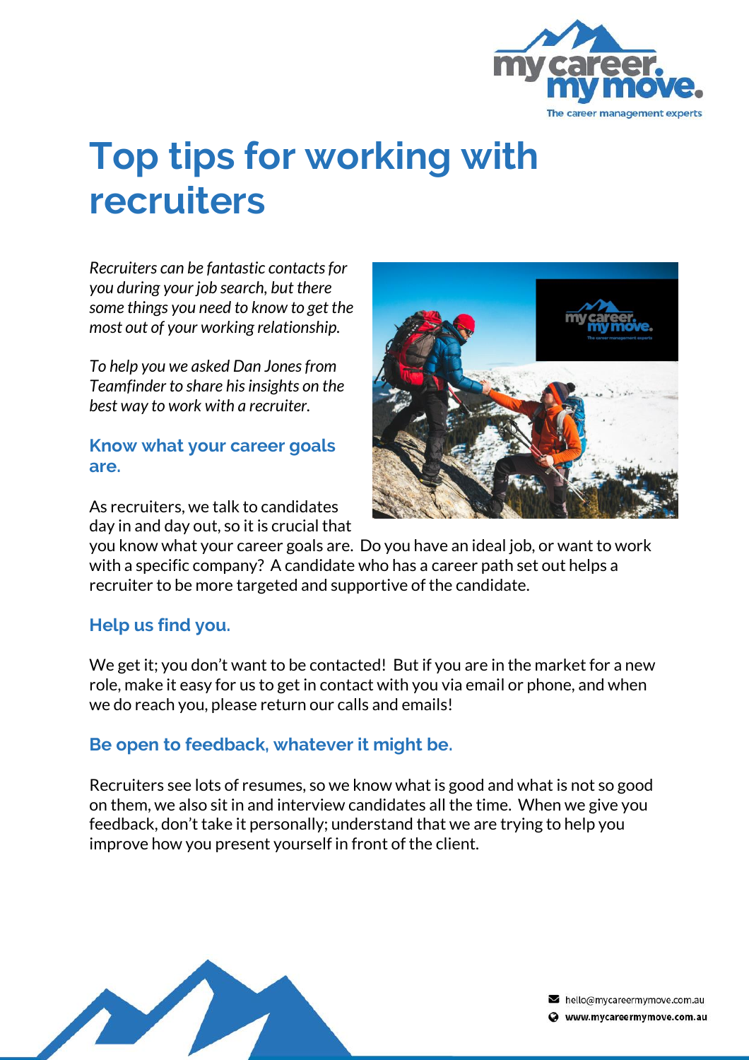# Top tips for working with recruiters

*Recruiters can be fantastic contacts for you during your job search, but there some things you need to know to get the most out of your working relationship.*

*To help you we asked Dan Jones from Teamfinder to share his insights on the best way to work with a recruiter.*

### Know what your career goals are.

As recruiters, we talk to candidates day in and day out, so it is crucial that you know what your career goals are. Do you have an ideal job, or want to work with a specific company? A candidate who has a career path set out helps a recruiter to be more targeted and supportive of the candidate.

### Help us find you.

We get it; you don't want to be contacted! But if you are in the market for a new role, make it easy for us to get in contact with you via email or phone, and when we do reach you, please return our calls and emails!

### Be open to feedback, whatever it might be.

Recruiters see lots of resumes, so we know what is good and what is not so good on them, we also sit in and interview candidates all the time. When we give you feedback, don't take it personally; understand that we are trying to help you improve how you present yourself in front of the client.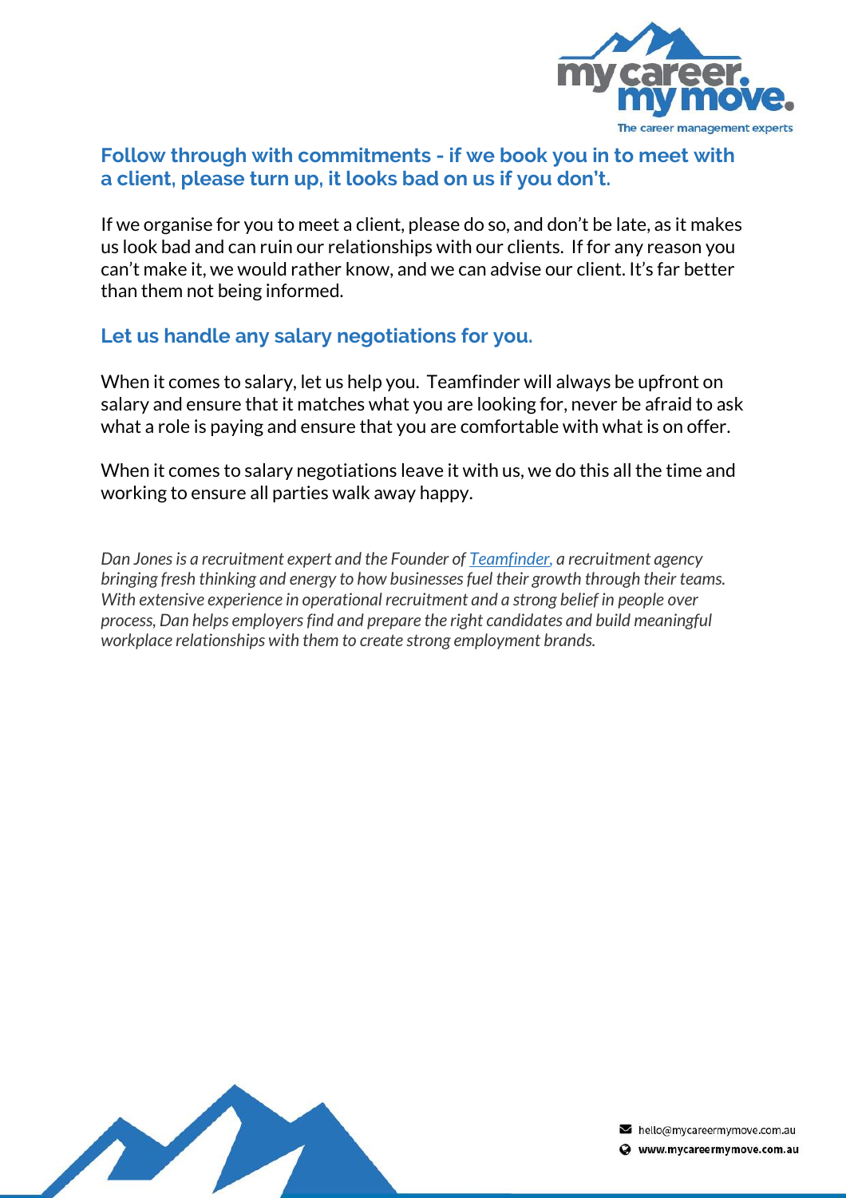## Follow through with commitments - if we book you in to meet with a client, please turn up, it looks bad on us if you don't.

If we organise for you to meet a client, please do so, and don't be late, as it makes us look bad and can ruin our relationships with our clients. If for any reason you can't make it, we would rather know, and we can advise our client. It's far better than them not being informed.

## Let us handle any salary negotiations for you.

When it comes to salary, let us help you. Teamfinder will always be upfront on salary and ensure that it matches what you are looking for, never be afraid to ask what a role is paying and ensure that you are comfortable with what is on offer.

When it comes to salary negotiations leave it with us, we do this all the time and working to ensure all parties walk away happy.

*Dan Jones is a recruitment expert and the Founder of [Teamfinder](), a recruitment agency bringing fresh thinking and energy to how businesses fuel their growth through their teams. With extensive experience in operational recruitment and a strong belief in people over process, Dan helps employers find and prepare the right candidates and build meaningful workplace relationships with them to create strong employment brands.*